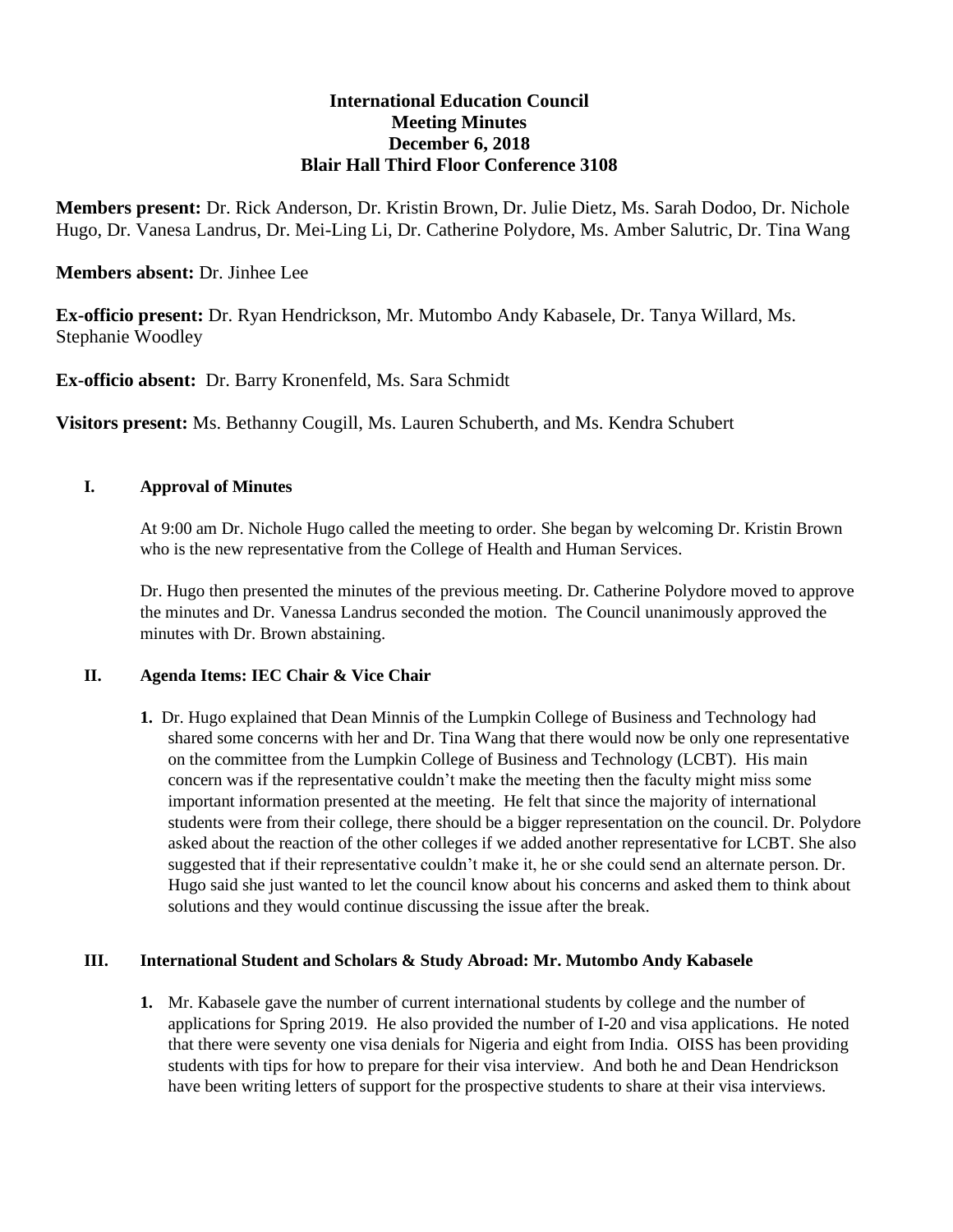# International Education Council
## Meeting Minutes
## December 6, 2018
## Blair Hall Third Floor Conference 3108

**Members present:** Dr. Rick Anderson, Dr. Kristin Brown, Dr. Julie Dietz, Ms. Sarah Dodoo, Dr. Nichole Hugo, Dr. Vanesa Landrus, Dr. Mei-Ling Li, Dr. Catherine Polydore, Ms. Amber Salutric, Dr. Tina Wang

**Members absent:** Dr. Jinhee Lee

**Ex-officio present:** Dr. Ryan Hendrickson, Mr. Mutombo Andy Kabasele, Dr. Tanya Willard, Ms. Stephanie Woodley

**Ex-officio absent:** Dr. Barry Kronenfeld, Ms. Sara Schmidt

**Visitors present:** Ms. Bethanny Cougill, Ms. Lauren Schuberth, and Ms. Kendra Schubert

### I. Approval of Minutes

At 9:00 am Dr. Nichole Hugo called the meeting to order. She began by welcoming Dr. Kristin Brown who is the new representative from the College of Health and Human Services.

Dr. Hugo then presented the minutes of the previous meeting. Dr. Catherine Polydore moved to approve the minutes and Dr. Vanessa Landrus seconded the motion. The Council unanimously approved the minutes with Dr. Brown abstaining.

### II. Agenda Items: IEC Chair & Vice Chair

1. Dr. Hugo explained that Dean Minnis of the Lumpkin College of Business and Technology had shared some concerns with her and Dr. Tina Wang that there would now be only one representative on the committee from the Lumpkin College of Business and Technology (LCBT). His main concern was if the representative couldn't make the meeting then the faculty might miss some important information presented at the meeting. He felt that since the majority of international students were from their college, there should be a bigger representation on the council. Dr. Polydore asked about the reaction of the other colleges if we added another representative for LCBT. She also suggested that if their representative couldn't make it, he or she could send an alternate person. Dr. Hugo said she just wanted to let the council know about his concerns and asked them to think about solutions and they would continue discussing the issue after the break.

### III. International Student and Scholars & Study Abroad: Mr. Mutombo Andy Kabasele

1. Mr. Kabasele gave the number of current international students by college and the number of applications for Spring 2019. He also provided the number of I-20 and visa applications. He noted that there were seventy one visa denials for Nigeria and eight from India. OISS has been providing students with tips for how to prepare for their visa interview. And both he and Dean Hendrickson have been writing letters of support for the prospective students to share at their visa interviews.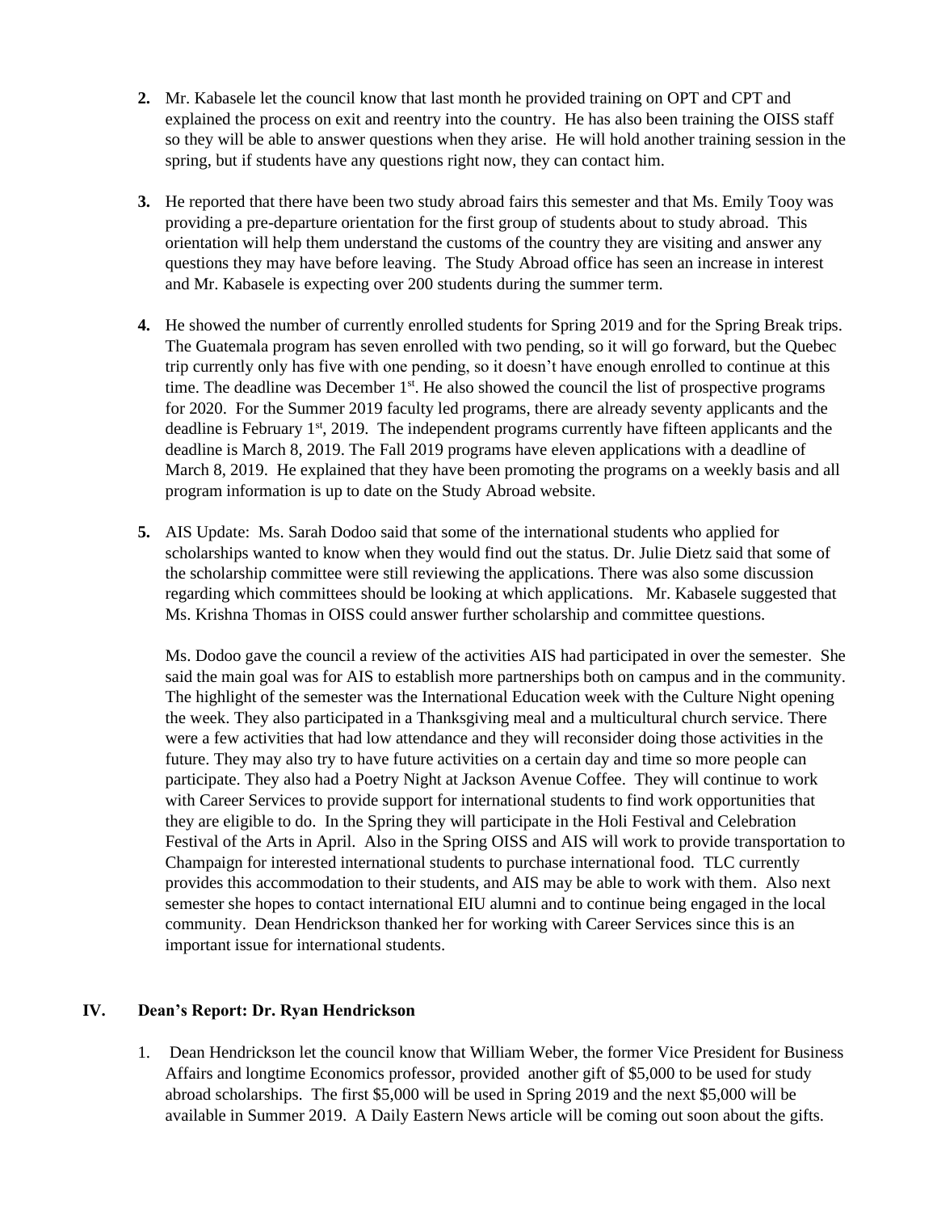2. Mr. Kabasele let the council know that last month he provided training on OPT and CPT and explained the process on exit and reentry into the country. He has also been training the OISS staff so they will be able to answer questions when they arise. He will hold another training session in the spring, but if students have any questions right now, they can contact him.

3. He reported that there have been two study abroad fairs this semester and that Ms. Emily Tooy was providing a pre-departure orientation for the first group of students about to study abroad. This orientation will help them understand the customs of the country they are visiting and answer any questions they may have before leaving. The Study Abroad office has seen an increase in interest and Mr. Kabasele is expecting over 200 students during the summer term.

4. He showed the number of currently enrolled students for Spring 2019 and for the Spring Break trips. The Guatemala program has seven enrolled with two pending, so it will go forward, but the Quebec trip currently only has five with one pending, so it doesn't have enough enrolled to continue at this time. The deadline was December 1st. He also showed the council the list of prospective programs for 2020. For the Summer 2019 faculty led programs, there are already seventy applicants and the deadline is February 1st, 2019. The independent programs currently have fifteen applicants and the deadline is March 8, 2019. The Fall 2019 programs have eleven applications with a deadline of March 8, 2019. He explained that they have been promoting the programs on a weekly basis and all program information is up to date on the Study Abroad website.

5. AIS Update: Ms. Sarah Dodoo said that some of the international students who applied for scholarships wanted to know when they would find out the status. Dr. Julie Dietz said that some of the scholarship committee were still reviewing the applications. There was also some discussion regarding which committees should be looking at which applications. Mr. Kabasele suggested that Ms. Krishna Thomas in OISS could answer further scholarship and committee questions.

   Ms. Dodoo gave the council a review of the activities AIS had participated in over the semester. She said the main goal was for AIS to establish more partnerships both on campus and in the community. The highlight of the semester was the International Education week with the Culture Night opening the week. They also participated in a Thanksgiving meal and a multicultural church service. There were a few activities that had low attendance and they will reconsider doing those activities in the future. They may also try to have future activities on a certain day and time so more people can participate. They also had a Poetry Night at Jackson Avenue Coffee. They will continue to work with Career Services to provide support for international students to find work opportunities that they are eligible to do. In the Spring they will participate in the Holi Festival and Celebration Festival of the Arts in April. Also in the Spring OISS and AIS will work to provide transportation to Champaign for interested international students to purchase international food. TLC currently provides this accommodation to their students, and AIS may be able to work with them. Also next semester she hopes to contact international EIU alumni and to continue being engaged in the local community. Dean Hendrickson thanked her for working with Career Services since this is an important issue for international students.

## IV. Dean's Report: Dr. Ryan Hendrickson

1. Dean Hendrickson let the council know that William Weber, the former Vice President for Business Affairs and longtime Economics professor, provided another gift of $5,000 to be used for study abroad scholarships. The first $5,000 will be used in Spring 2019 and the next $5,000 will be available in Summer 2019. A Daily Eastern News article will be coming out soon about the gifts.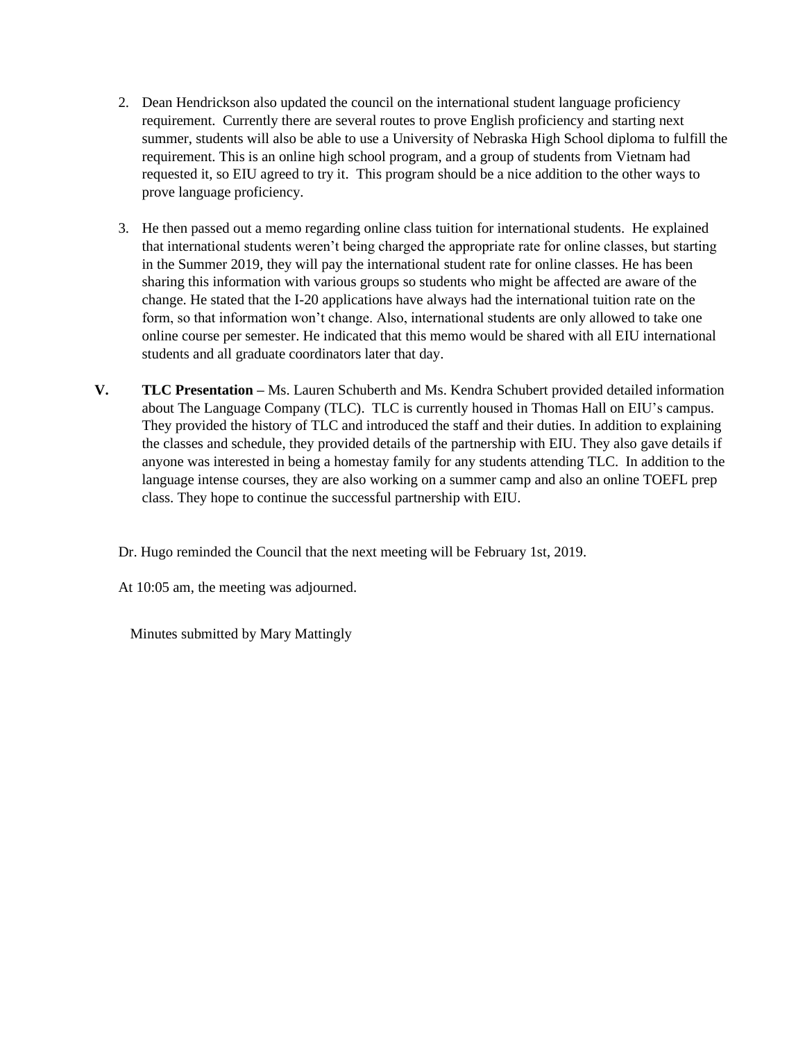2. Dean Hendrickson also updated the council on the international student language proficiency requirement. Currently there are several routes to prove English proficiency and starting next summer, students will also be able to use a University of Nebraska High School diploma to fulfill the requirement. This is an online high school program, and a group of students from Vietnam had requested it, so EIU agreed to try it. This program should be a nice addition to the other ways to prove language proficiency.

3. He then passed out a memo regarding online class tuition for international students. He explained that international students weren't being charged the appropriate rate for online classes, but starting in the Summer 2019, they will pay the international student rate for online classes. He has been sharing this information with various groups so students who might be affected are aware of the change. He stated that the I-20 applications have always had the international tuition rate on the form, so that information won't change. Also, international students are only allowed to take one online course per semester. He indicated that this memo would be shared with all EIU international students and all graduate coordinators later that day.

**V. TLC Presentation –** Ms. Lauren Schuberth and Ms. Kendra Schubert provided detailed information about The Language Company (TLC). TLC is currently housed in Thomas Hall on EIU's campus. They provided the history of TLC and introduced the staff and their duties. In addition to explaining the classes and schedule, they provided details of the partnership with EIU. They also gave details if anyone was interested in being a homestay family for any students attending TLC. In addition to the language intense courses, they are also working on a summer camp and also an online TOEFL prep class. They hope to continue the successful partnership with EIU.

Dr. Hugo reminded the Council that the next meeting will be February 1st, 2019.

At 10:05 am, the meeting was adjourned.

Minutes submitted by Mary Mattingly